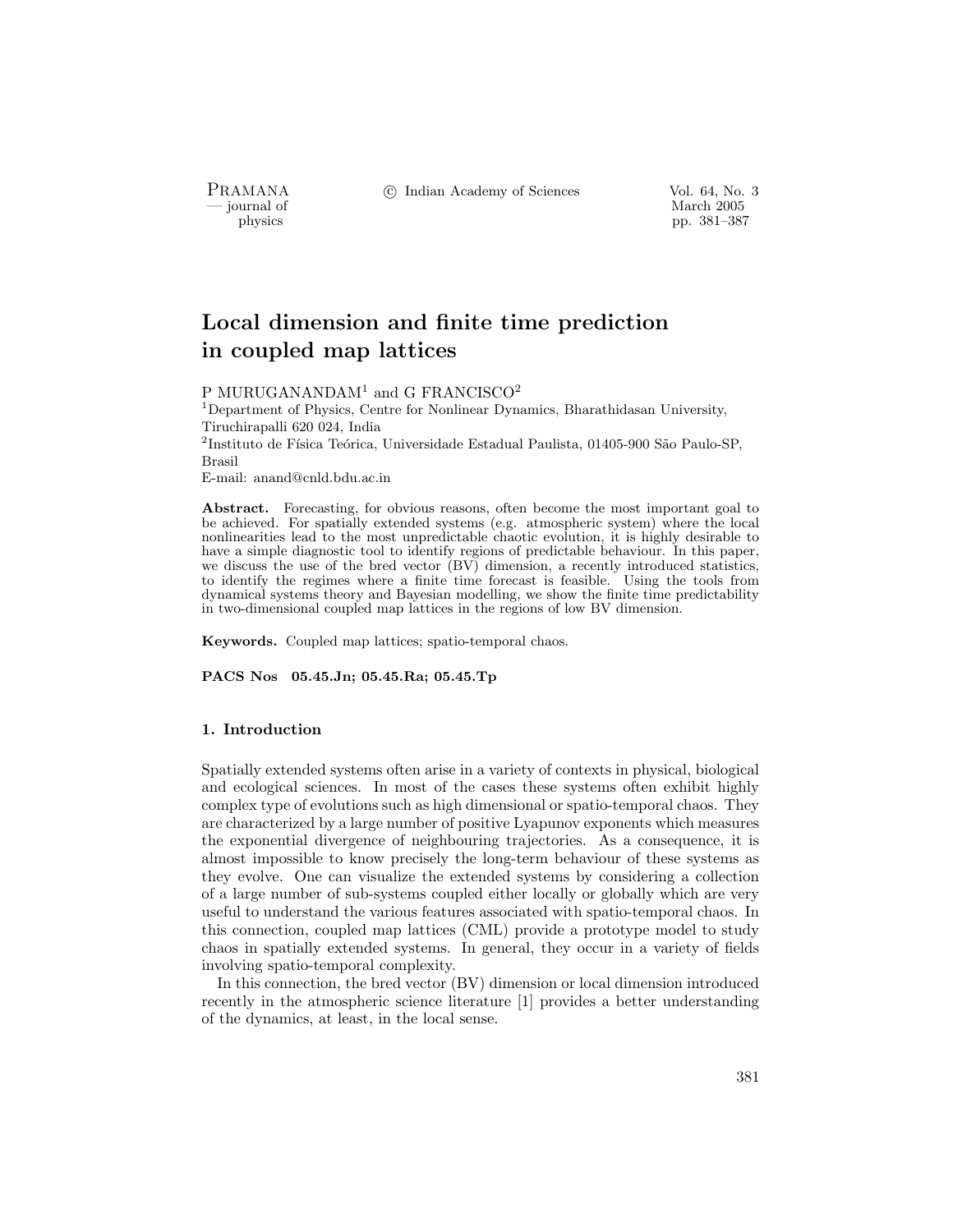# Local dimension and finite time prediction in coupled map lattices

P MURUGANANDAM[1] and G FRANCISCO[2]

[1]Department of Physics, Centre for Nonlinear Dynamics, Bharathidasan University, Tiruchirapalli 620 024, India

[2]Instituto de Física Teórica, Universidade Estadual Paulista, 01405-900 São Paulo-SP, Brasil

E-mail: anand@cnld.bdu.ac.in

**Abstract.** Forecasting, for obvious reasons, often become the most important goal to be achieved. For spatially extended systems (e.g. atmospheric system) where the local nonlinearities lead to the most unpredictable chaotic evolution, it is highly desirable to have a simple diagnostic tool to identify regions of predictable behaviour. In this paper, we discuss the use of the bred vector (BV) dimension, a recently introduced statistics, to identify the regimes where a finite time forecast is feasible. Using the tools from dynamical systems theory and Bayesian modelling, we show the finite time predictability in two-dimensional coupled map lattices in the regions of low BV dimension.

**Keywords.** Coupled map lattices; spatio-temporal chaos.

**PACS Nos 05.45.Jn; 05.45.Ra; 05.45.Tp**

## 1. Introduction

Spatially extended systems often arise in a variety of contexts in physical, biological and ecological sciences. In most of the cases these systems often exhibit highly complex type of evolutions such as high dimensional or spatio-temporal chaos. They are characterized by a large number of positive Lyapunov exponents which measures the exponential divergence of neighbouring trajectories. As a consequence, it is almost impossible to know precisely the long-term behaviour of these systems as they evolve. One can visualize the extended systems by considering a collection of a large number of sub-systems coupled either locally or globally which are very useful to understand the various features associated with spatio-temporal chaos. In this connection, coupled map lattices (CML) provide a prototype model to study chaos in spatially extended systems. In general, they occur in a variety of fields involving spatio-temporal complexity.

In this connection, the bred vector (BV) dimension or local dimension introduced recently in the atmospheric science literature [1] provides a better understanding of the dynamics, at least, in the local sense.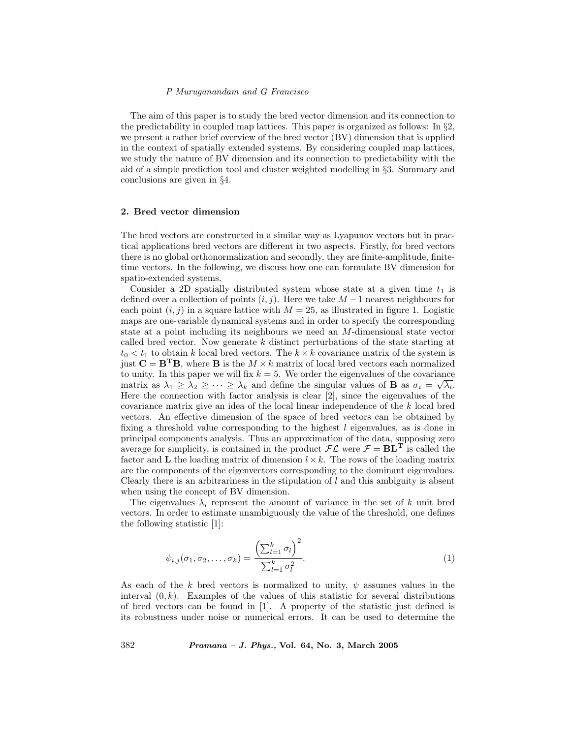The aim of this paper is to study the bred vector dimension and its connection to the predictability in coupled map lattices. This paper is organized as follows: In §2, we present a rather brief overview of the bred vector (BV) dimension that is applied in the context of spatially extended systems. By considering coupled map lattices, we study the nature of BV dimension and its connection to predictability with the aid of a simple prediction tool and cluster weighted modelling in §3. Summary and conclusions are given in §4.

## 2. Bred vector dimension

The bred vectors are constructed in a similar way as Lyapunov vectors but in practical applications bred vectors are different in two aspects. Firstly, for bred vectors there is no global orthonormalization and secondly, they are finite-amplitude, finite-time vectors. In the following, we discuss how one can formulate BV dimension for spatio-extended systems.

Consider a 2D spatially distributed system whose state at a given time $t_1$ is defined over a collection of points $(i, j)$. Here we take $M-1$ nearest neighbours for each point $(i, j)$ in a square lattice with $M = 25$, as illustrated in figure 1. Logistic maps are one-variable dynamical systems and in order to specify the corresponding state at a point including its neighbours we need an $M$-dimensional state vector called bred vector. Now generate $k$ distinct perturbations of the state starting at $t_0 < t_1$ to obtain $k$ local bred vectors. The $k \times k$ covariance matrix of the system is just $\mathbf{C} = \mathbf{B^T B}$, where $\mathbf{B}$ is the $M \times k$ matrix of local bred vectors each normalized to unity. In this paper we will fix $k = 5$. We order the eigenvalues of the covariance matrix as $\lambda_1 \geq \lambda_2 \geq \cdots \geq \lambda_k$ and define the singular values of $\mathbf{B}$ as $\sigma_i = \sqrt{\lambda_i}$. Here the connection with factor analysis is clear [2], since the eigenvalues of the covariance matrix give an idea of the local linear independence of the $k$ local bred vectors. An effective dimension of the space of bred vectors can be obtained by fixing a threshold value corresponding to the highest $l$ eigenvalues, as is done in principal components analysis. Thus an approximation of the data, supposing zero average for simplicity, is contained in the product $\mathcal{FL}$ were $\mathcal{F} = \mathbf{BL^T}$ is called the factor and $\mathbf{L}$ the loading matrix of dimension $l \times k$. The rows of the loading matrix are the components of the eigenvectors corresponding to the dominant eigenvalues. Clearly there is an arbitrariness in the stipulation of $l$ and this ambiguity is absent when using the concept of BV dimension.

The eigenvalues $\lambda_i$ represent the amount of variance in the set of $k$ unit bred vectors. In order to estimate unambiguously the value of the threshold, one defines the following statistic [1]:

$$\psi_{i,j}(\sigma_1, \sigma_2, \ldots, \sigma_k) = \frac{\left(\sum_{l=1}^{k} \sigma_l\right)^2}{\sum_{l=1}^{k} \sigma_l^2}. \tag{1}$$

As each of the $k$ bred vectors is normalized to unity, $\psi$ assumes values in the interval $(0, k)$. Examples of the values of this statistic for several distributions of bred vectors can be found in [1]. A property of the statistic just defined is its robustness under noise or numerical errors. It can be used to determine the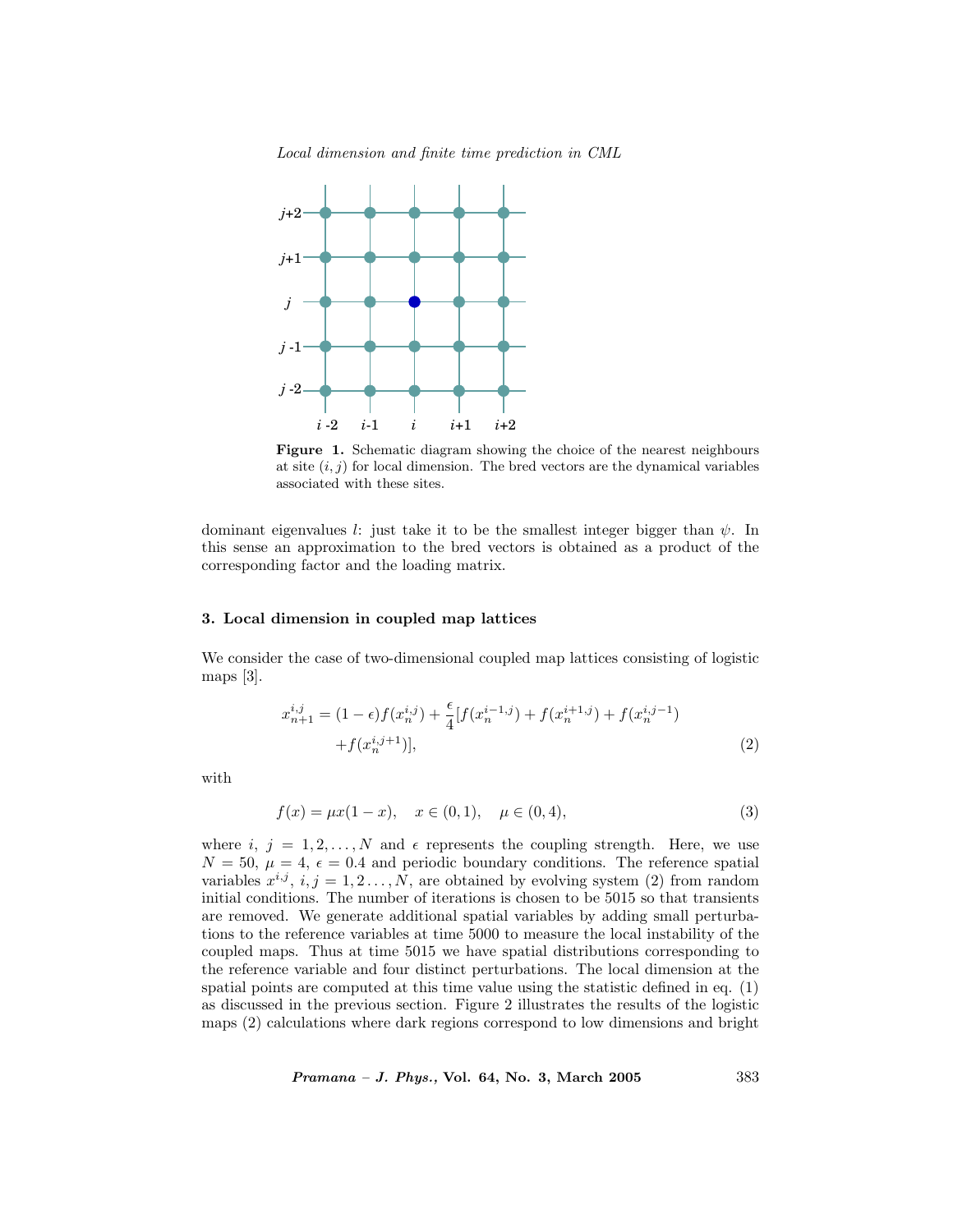**Figure 1.** Schematic diagram showing the choice of the nearest neighbours at site $(i, j)$ for local dimension. The bred vectors are the dynamical variables associated with these sites.

dominant eigenvalues $l$: just take it to be the smallest integer bigger than $\psi$. In this sense an approximation to the bred vectors is obtained as a product of the corresponding factor and the loading matrix.

## 3. Local dimension in coupled map lattices

We consider the case of two-dimensional coupled map lattices consisting of logistic maps [3].

$$x_{n+1}^{i,j} = (1-\epsilon)f(x_n^{i,j}) + \frac{\epsilon}{4}[f(x_n^{i-1,j}) + f(x_n^{i+1,j}) + f(x_n^{i,j-1}) + f(x_n^{i,j+1})], \tag{2}$$

with

$$f(x) = \mu x(1-x), \quad x \in (0,1), \quad \mu \in (0,4), \tag{3}$$

where $i,\ j = 1, 2, \ldots, N$ and $\epsilon$ represents the coupling strength. Here, we use $N = 50$, $\mu = 4$, $\epsilon = 0.4$ and periodic boundary conditions. The reference spatial variables $x^{i,j}$, $i, j = 1, 2 \ldots, N$, are obtained by evolving system (2) from random initial conditions. The number of iterations is chosen to be 5015 so that transients are removed. We generate additional spatial variables by adding small perturbations to the reference variables at time 5000 to measure the local instability of the coupled maps. Thus at time 5015 we have spatial distributions corresponding to the reference variable and four distinct perturbations. The local dimension at the spatial points are computed at this time value using the statistic defined in eq. (1) as discussed in the previous section. Figure 2 illustrates the results of the logistic maps (2) calculations where dark regions correspond to low dimensions and bright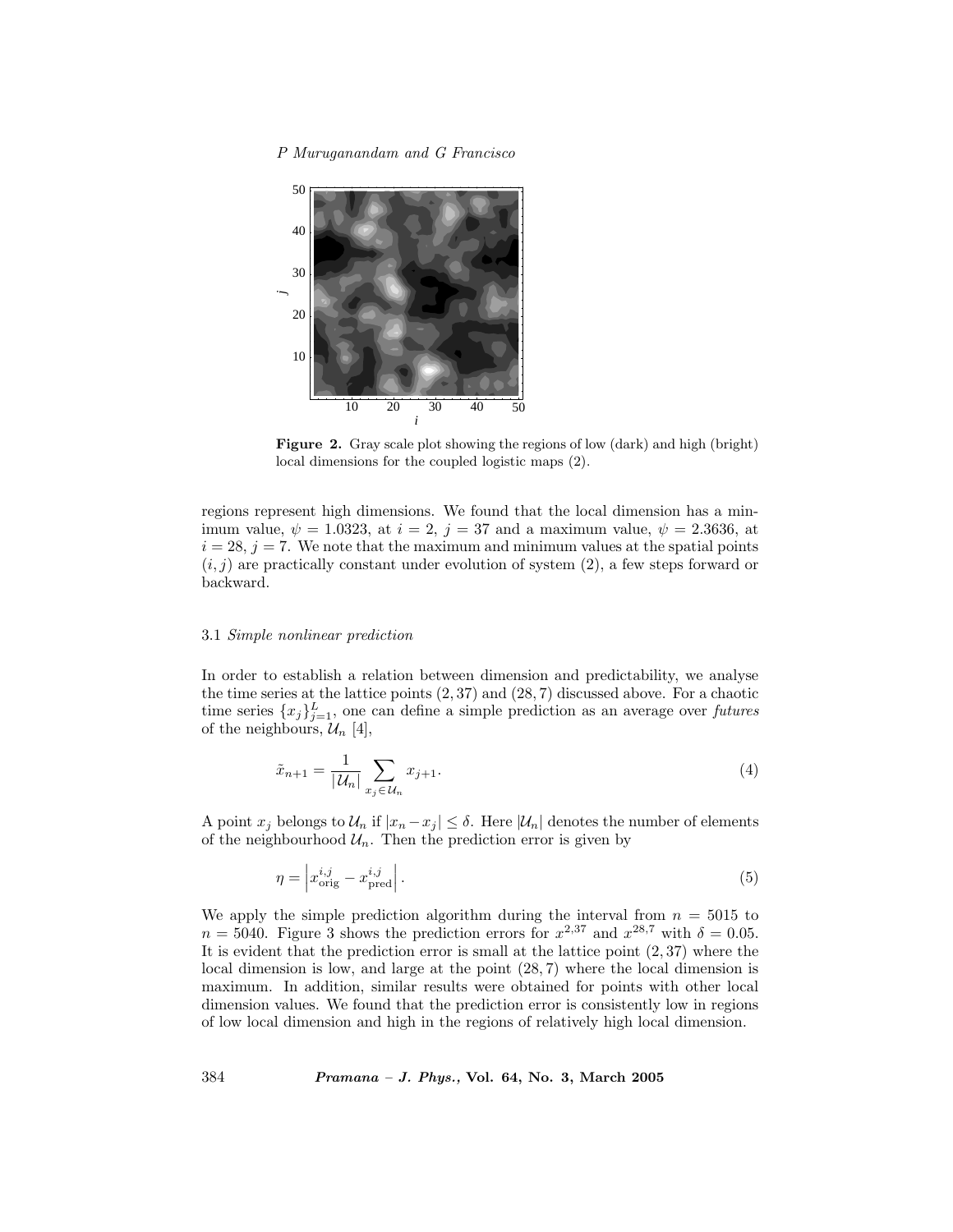**Figure 2.** Gray scale plot showing the regions of low (dark) and high (bright) local dimensions for the coupled logistic maps (2).

regions represent high dimensions. We found that the local dimension has a minimum value, $\psi = 1.0323$, at $i = 2$, $j = 37$ and a maximum value, $\psi = 2.3636$, at $i = 28$, $j = 7$. We note that the maximum and minimum values at the spatial points $(i, j)$ are practically constant under evolution of system (2), a few steps forward or backward.

### 3.1 *Simple nonlinear prediction*

In order to establish a relation between dimension and predictability, we analyse the time series at the lattice points $(2, 37)$ and $(28, 7)$ discussed above. For a chaotic time series $\{x_j\}_{j=1}^{L}$, one can define a simple prediction as an average over *futures* of the neighbours, $\mathcal{U}_n$ [4],

$$\tilde{x}_{n+1} = \frac{1}{|\mathcal{U}_n|} \sum_{x_j \in \mathcal{U}_n} x_{j+1}. \tag{4}$$

A point $x_j$ belongs to $\mathcal{U}_n$ if $|x_n - x_j| \leq \delta$. Here $|\mathcal{U}_n|$ denotes the number of elements of the neighbourhood $\mathcal{U}_n$. Then the prediction error is given by

$$\eta = \left| x_{\text{orig}}^{i,j} - x_{\text{pred}}^{i,j} \right|. \tag{5}$$

We apply the simple prediction algorithm during the interval from $n = 5015$ to $n = 5040$. Figure 3 shows the prediction errors for $x^{2,37}$ and $x^{28,7}$ with $\delta = 0.05$. It is evident that the prediction error is small at the lattice point $(2, 37)$ where the local dimension is low, and large at the point $(28, 7)$ where the local dimension is maximum. In addition, similar results were obtained for points with other local dimension values. We found that the prediction error is consistently low in regions of low local dimension and high in the regions of relatively high local dimension.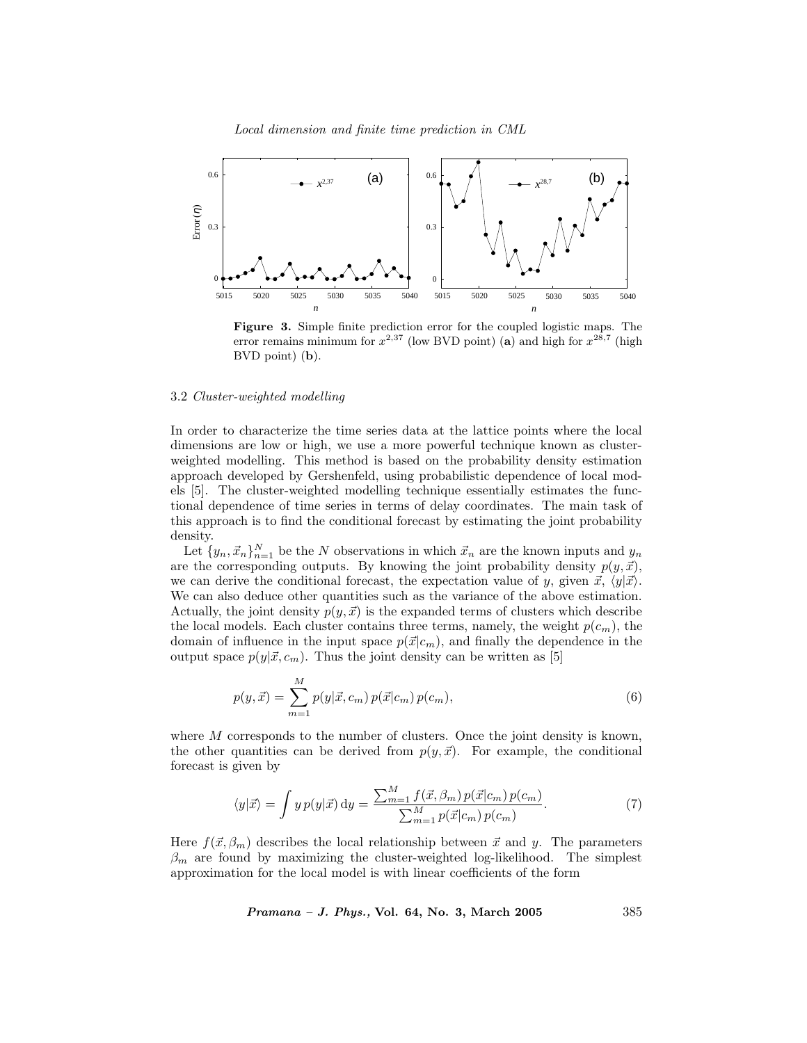**Figure 3.** Simple finite prediction error for the coupled logistic maps. The error remains minimum for $x^{2,37}$ (low BVD point) (**a**) and high for $x^{28,7}$ (high BVD point) (**b**).

### 3.2 *Cluster-weighted modelling*

In order to characterize the time series data at the lattice points where the local dimensions are low or high, we use a more powerful technique known as cluster-weighted modelling. This method is based on the probability density estimation approach developed by Gershenfeld, using probabilistic dependence of local models [5]. The cluster-weighted modelling technique essentially estimates the functional dependence of time series in terms of delay coordinates. The main task of this approach is to find the conditional forecast by estimating the joint probability density.

Let $\{y_n, \vec{x}_n\}_{n=1}^{N}$ be the $N$ observations in which $\vec{x}_n$ are the known inputs and $y_n$ are the corresponding outputs. By knowing the joint probability density $p(y, \vec{x})$, we can derive the conditional forecast, the expectation value of $y$, given $\vec{x}$, $\langle y|\vec{x}\rangle$. We can also deduce other quantities such as the variance of the above estimation. Actually, the joint density $p(y, \vec{x})$ is the expanded terms of clusters which describe the local models. Each cluster contains three terms, namely, the weight $p(c_m)$, the domain of influence in the input space $p(\vec{x}|c_m)$, and finally the dependence in the output space $p(y|\vec{x}, c_m)$. Thus the joint density can be written as [5]

$$p(y, \vec{x}) = \sum_{m=1}^{M} p(y|\vec{x}, c_m)\, p(\vec{x}|c_m)\, p(c_m), \tag{6}$$

where $M$ corresponds to the number of clusters. Once the joint density is known, the other quantities can be derived from $p(y, \vec{x})$. For example, the conditional forecast is given by

$$\langle y|\vec{x}\rangle = \int y\, p(y|\vec{x})\, \mathrm{d}y = \frac{\sum_{m=1}^{M} f(\vec{x}, \beta_m)\, p(\vec{x}|c_m)\, p(c_m)}{\sum_{m=1}^{M} p(\vec{x}|c_m)\, p(c_m)}. \tag{7}$$

Here $f(\vec{x}, \beta_m)$ describes the local relationship between $\vec{x}$ and $y$. The parameters $\beta_m$ are found by maximizing the cluster-weighted log-likelihood. The simplest approximation for the local model is with linear coefficients of the form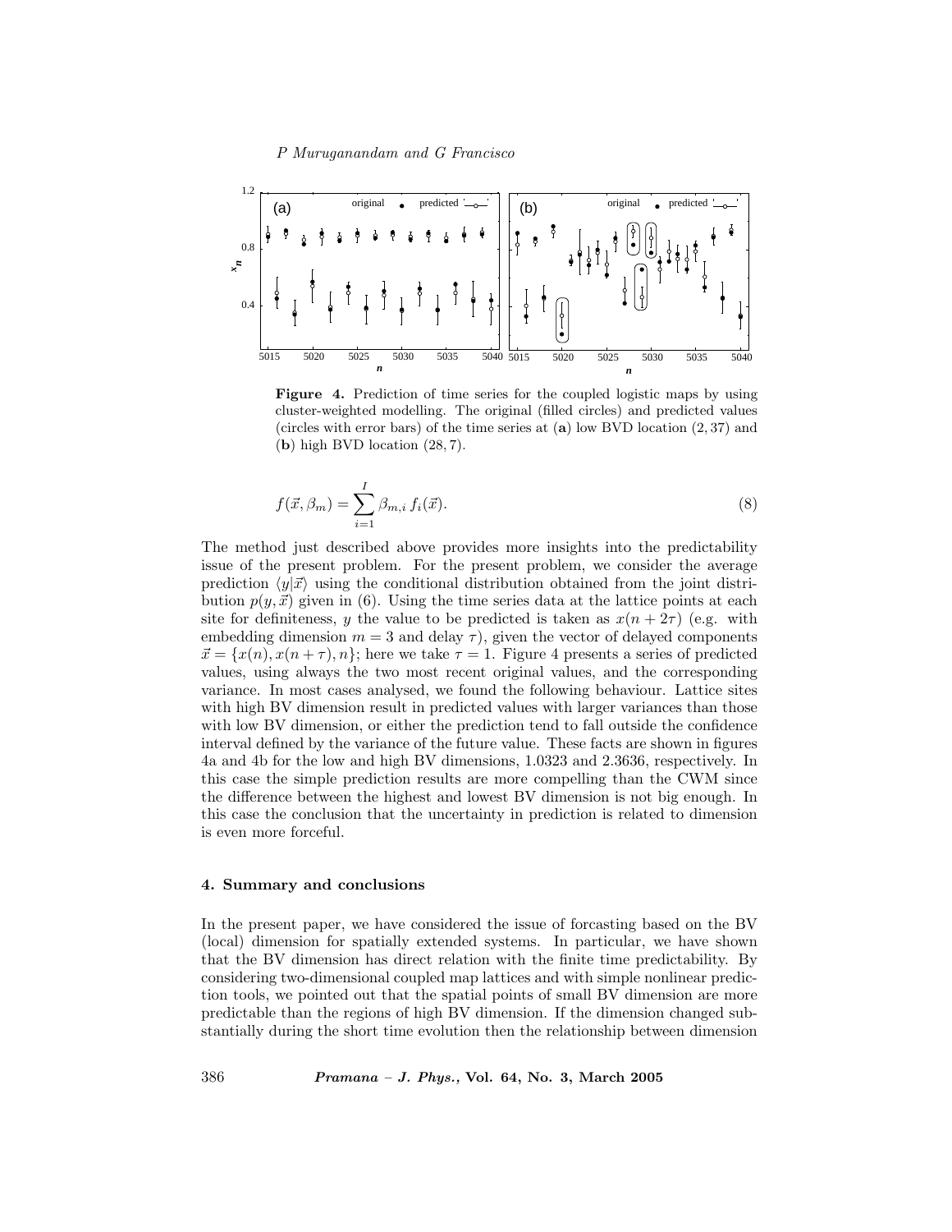**Figure 4.** Prediction of time series for the coupled logistic maps by using cluster-weighted modelling. The original (filled circles) and predicted values (circles with error bars) of the time series at (**a**) low BVD location $(2, 37)$ and (**b**) high BVD location $(28, 7)$.

$$f(\vec{x}, \beta_m) = \sum_{i=1}^{I} \beta_{m,i}\, f_i(\vec{x}). \tag{8}$$

The method just described above provides more insights into the predictability issue of the present problem. For the present problem, we consider the average prediction $\langle y|\vec{x}\rangle$ using the conditional distribution obtained from the joint distribution $p(y, \vec{x})$ given in (6). Using the time series data at the lattice points at each site for definiteness, $y$ the value to be predicted is taken as $x(n + 2\tau)$ (e.g. with embedding dimension $m = 3$ and delay $\tau$), given the vector of delayed components $\vec{x} = \{x(n), x(n + \tau), n\}$; here we take $\tau = 1$. Figure 4 presents a series of predicted values, using always the two most recent original values, and the corresponding variance. In most cases analysed, we found the following behaviour. Lattice sites with high BV dimension result in predicted values with larger variances than those with low BV dimension, or either the prediction tend to fall outside the confidence interval defined by the variance of the future value. These facts are shown in figures 4a and 4b for the low and high BV dimensions, 1.0323 and 2.3636, respectively. In this case the simple prediction results are more compelling than the CWM since the difference between the highest and lowest BV dimension is not big enough. In this case the conclusion that the uncertainty in prediction is related to dimension is even more forceful.

## 4. Summary and conclusions

In the present paper, we have considered the issue of forcasting based on the BV (local) dimension for spatially extended systems. In particular, we have shown that the BV dimension has direct relation with the finite time predictability. By considering two-dimensional coupled map lattices and with simple nonlinear prediction tools, we pointed out that the spatial points of small BV dimension are more predictable than the regions of high BV dimension. If the dimension changed substantially during the short time evolution then the relationship between dimension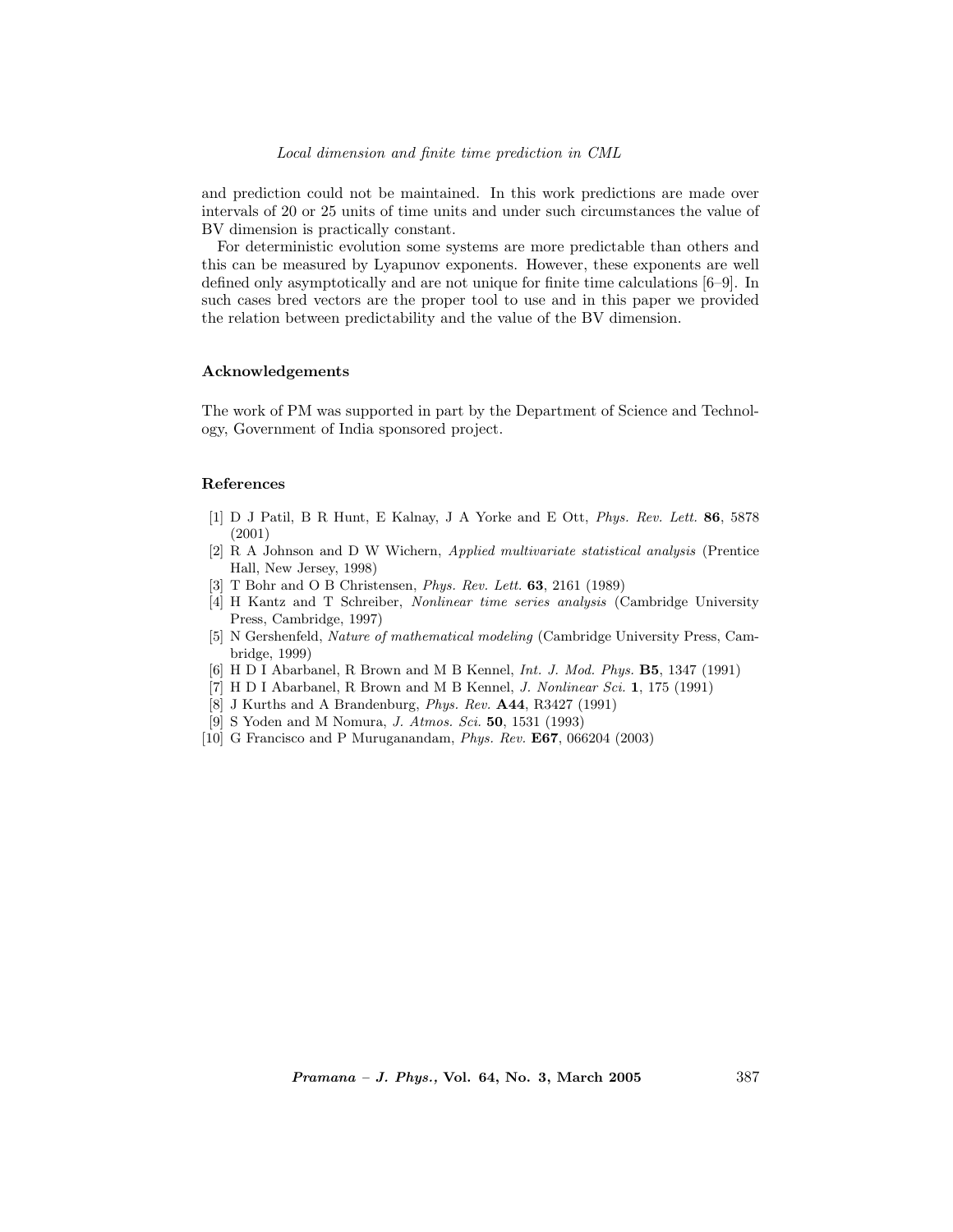and prediction could not be maintained. In this work predictions are made over intervals of 20 or 25 units of time units and under such circumstances the value of BV dimension is practically constant.

For deterministic evolution some systems are more predictable than others and this can be measured by Lyapunov exponents. However, these exponents are well defined only asymptotically and are not unique for finite time calculations [6–9]. In such cases bred vectors are the proper tool to use and in this paper we provided the relation between predictability and the value of the BV dimension.

### Acknowledgements

The work of PM was supported in part by the Department of Science and Technology, Government of India sponsored project.

### References

[1] D J Patil, B R Hunt, E Kalnay, J A Yorke and E Ott, *Phys. Rev. Lett.* **86**, 5878 (2001)

[2] R A Johnson and D W Wichern, *Applied multivariate statistical analysis* (Prentice Hall, New Jersey, 1998)

[3] T Bohr and O B Christensen, *Phys. Rev. Lett.* **63**, 2161 (1989)

[4] H Kantz and T Schreiber, *Nonlinear time series analysis* (Cambridge University Press, Cambridge, 1997)

[5] N Gershenfeld, *Nature of mathematical modeling* (Cambridge University Press, Cambridge, 1999)

[6] H D I Abarbanel, R Brown and M B Kennel, *Int. J. Mod. Phys.* **B5**, 1347 (1991)

[7] H D I Abarbanel, R Brown and M B Kennel, *J. Nonlinear Sci.* **1**, 175 (1991)

[8] J Kurths and A Brandenburg, *Phys. Rev.* **A44**, R3427 (1991)

[9] S Yoden and M Nomura, *J. Atmos. Sci.* **50**, 1531 (1993)

[10] G Francisco and P Muruganandam, *Phys. Rev.* **E67**, 066204 (2003)